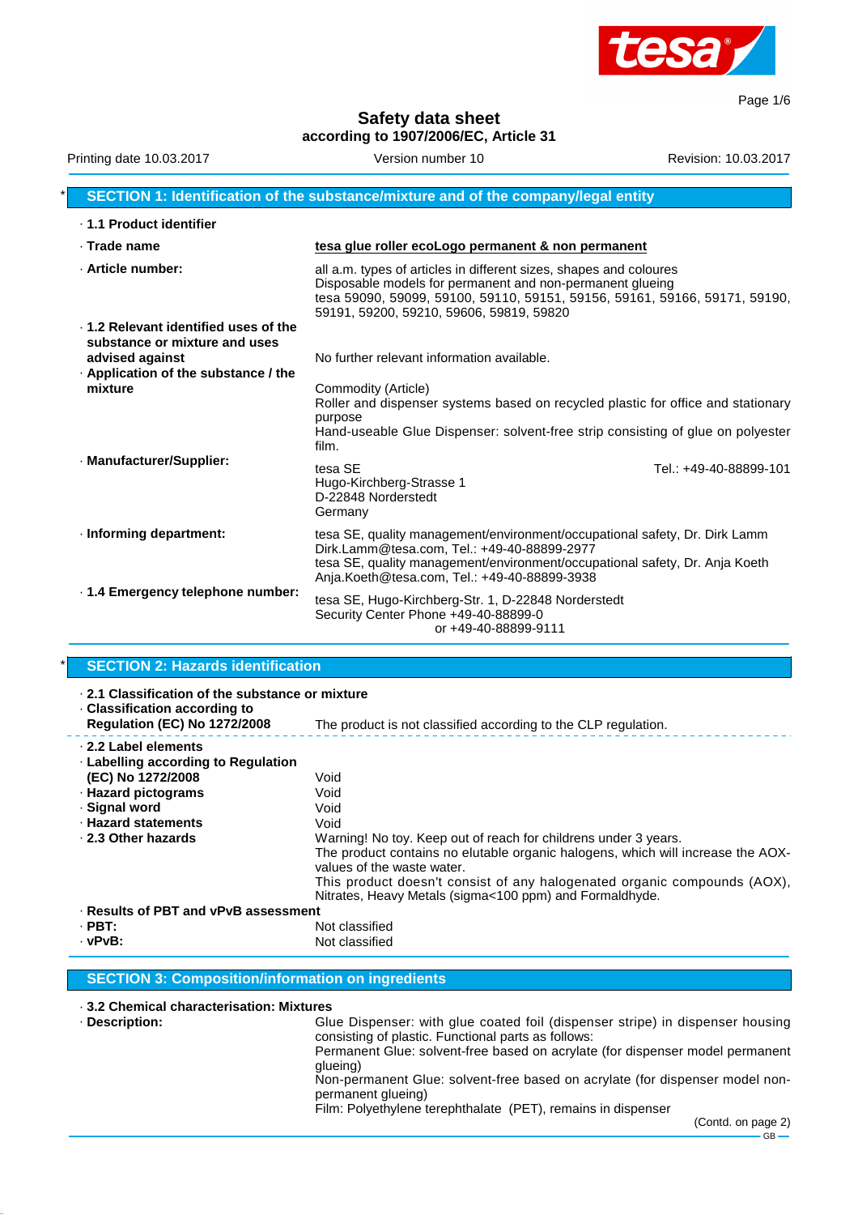# Safety data sheet

**according to 1907/2006/EC, Article 31**

Printing date 10.03.2017 Version number 10 Revision: 10.03.2017

## * SECTION 1: Identification of the substance/mixture and of the company/legal entity

· **1.1 Product identifier**

· **Trade name** **tesa glue roller ecoLogo permanent & non permanent**

· **Article number:** all a.m. types of articles in different sizes, shapes and coloures
Disposable models for permanent and non-permanent glueing
tesa 59090, 59099, 59100, 59110, 59151, 59156, 59161, 59166, 59171, 59190, 59191, 59200, 59210, 59606, 59819, 59820

· **1.2 Relevant identified uses of the substance or mixture and uses advised against** No further relevant information available.

· **Application of the substance / the mixture** Commodity (Article)
Roller and dispenser systems based on recycled plastic for office and stationary purpose
Hand-useable Glue Dispenser: solvent-free strip consisting of glue on polyester film.

· **Manufacturer/Supplier:**
tesa SE
Hugo-Kirchberg-Strasse 1
D-22848 Norderstedt
Germany
Tel.: +49-40-88899-101

· **Informing department:** tesa SE, quality management/environment/occupational safety, Dr. Dirk Lamm Dirk.Lamm@tesa.com, Tel.: +49-40-88899-2977
tesa SE, quality management/environment/occupational safety, Dr. Anja Koeth Anja.Koeth@tesa.com, Tel.: +49-40-88899-3938

· **1.4 Emergency telephone number:** tesa SE, Hugo-Kirchberg-Str. 1, D-22848 Norderstedt
Security Center Phone +49-40-88899-0
or +49-40-88899-9111

## * SECTION 2: Hazards identification

· **2.1 Classification of the substance or mixture**

· **Classification according to Regulation (EC) No 1272/2008** The product is not classified according to the CLP regulation.

· **2.2 Label elements**

· **Labelling according to Regulation (EC) No 1272/2008** Void

· **Hazard pictograms** Void

· **Signal word** Void

· **Hazard statements** Void

· **2.3 Other hazards** Warning! No toy. Keep out of reach for childrens under 3 years.
The product contains no elutable organic halogens, which will increase the AOX-values of the waste water.
This product doesn't consist of any halogenated organic compounds (AOX), Nitrates, Heavy Metals (sigma<100 ppm) and Formaldhyde.

· **Results of PBT and vPvB assessment**

· **PBT:** Not classified

· **vPvB:** Not classified

## SECTION 3: Composition/information on ingredients

· **3.2 Chemical characterisation: Mixtures**

· **Description:** Glue Dispenser: with glue coated foil (dispenser stripe) in dispenser housing consisting of plastic. Functional parts as follows:
Permanent Glue: solvent-free based on acrylate (for dispenser model permanent glueing)
Non-permanent Glue: solvent-free based on acrylate (for dispenser model non-permanent glueing)
Film: Polyethylene terephthalate (PET), remains in dispenser

(Contd. on page 2)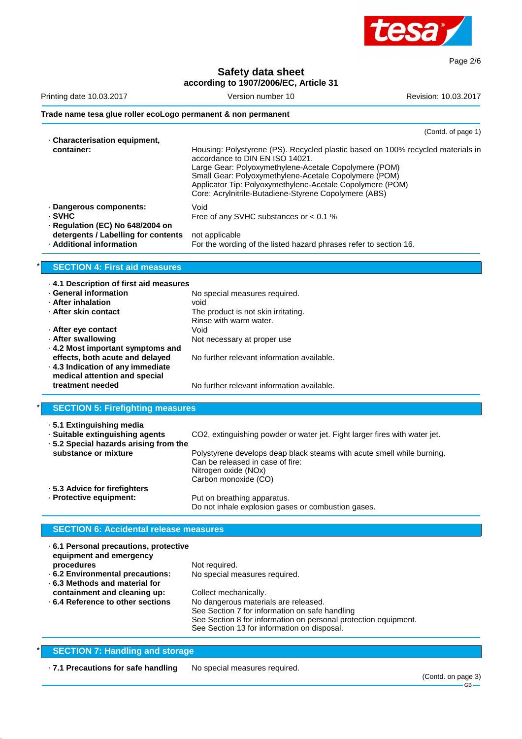**Trade name tesa glue roller ecoLogo permanent & non permanent**

(Contd. of page 1)

· **Characterisation equipment, container:** Housing: Polystyrene (PS). Recycled plastic based on 100% recycled materials in accordance to DIN EN ISO 14021.
Large Gear: Polyoxymethylene-Acetale Copolymere (POM)
Small Gear: Polyoxymethylene-Acetale Copolymere (POM)
Applicator Tip: Polyoxymethylene-Acetale Copolymere (POM)
Core: Acrylnitrile-Butadiene-Styrene Copolymere (ABS)

· **Dangerous components:** Void
· **SVHC** Free of any SVHC substances or < 0.1 %
· **Regulation (EC) No 648/2004 on detergents / Labelling for contents** not applicable
· **Additional information** For the wording of the listed hazard phrases refer to section 16.

## * SECTION 4: First aid measures

· **4.1 Description of first aid measures**
· **General information** No special measures required.
· **After inhalation** void
· **After skin contact** The product is not skin irritating.
Rinse with warm water.
· **After eye contact** Void
· **After swallowing** Not necessary at proper use
· **4.2 Most important symptoms and effects, both acute and delayed** No further relevant information available.
· **4.3 Indication of any immediate medical attention and special treatment needed** No further relevant information available.

## * SECTION 5: Firefighting measures

· **5.1 Extinguishing media**
· **Suitable extinguishing agents** CO2, extinguishing powder or water jet. Fight larger fires with water jet.
· **5.2 Special hazards arising from the substance or mixture** Polystyrene develops deap black steams with acute smell while burning.
Can be released in case of fire:
Nitrogen oxide (NOx)
Carbon monoxide (CO)
· **5.3 Advice for firefighters**
· **Protective equipment:** Put on breathing apparatus.
Do not inhale explosion gases or combustion gases.

## SECTION 6: Accidental release measures

· **6.1 Personal precautions, protective equipment and emergency procedures** Not required.
· **6.2 Environmental precautions:** No special measures required.
· **6.3 Methods and material for containment and cleaning up:** Collect mechanically.
· **6.4 Reference to other sections** No dangerous materials are released.
See Section 7 for information on safe handling
See Section 8 for information on personal protection equipment.
See Section 13 for information on disposal.

## * SECTION 7: Handling and storage

· **7.1 Precautions for safe handling** No special measures required.

(Contd. on page 3)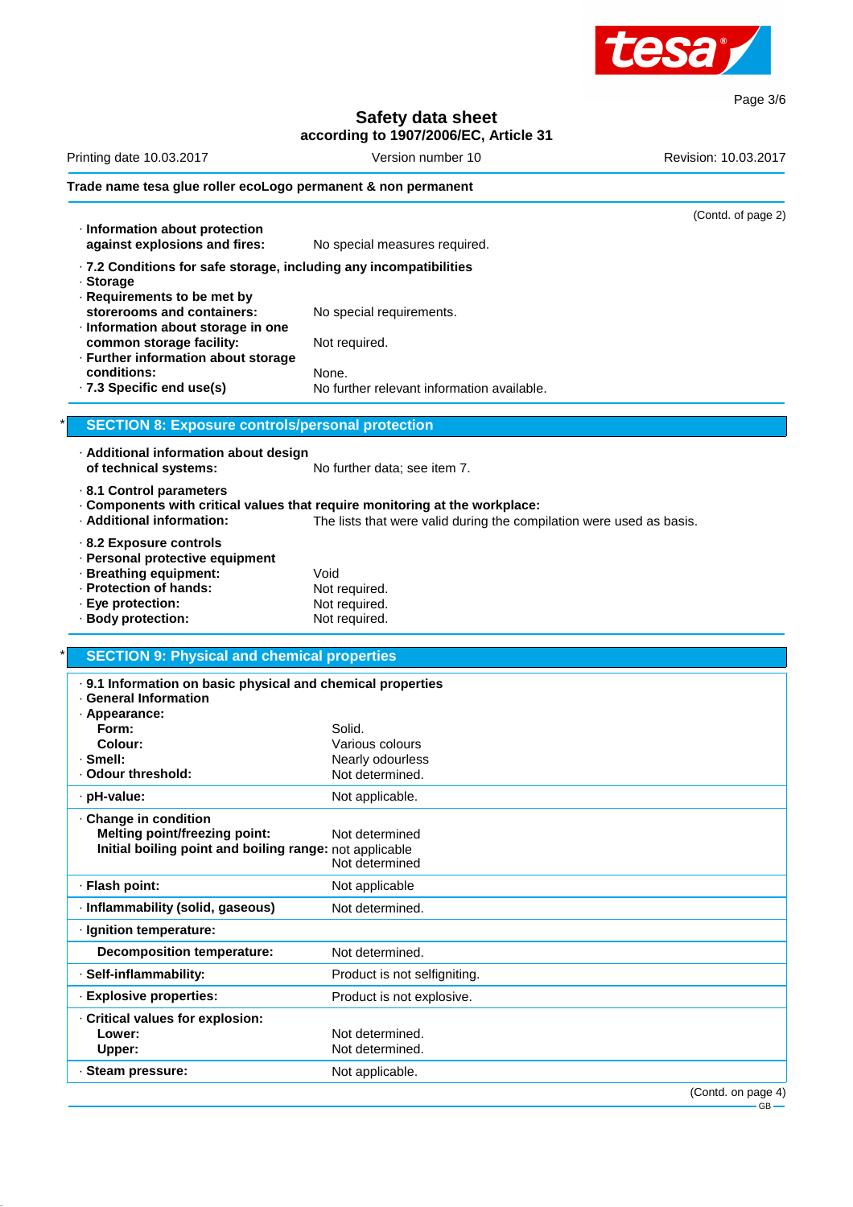# Safety data sheet

**according to 1907/2006/EC, Article 31**

Printing date 10.03.2017 | Version number 10 | Revision: 10.03.2017

**Trade name tesa glue roller ecoLogo permanent & non permanent**

(Contd. of page 2)

· **Information about protection against explosions and fires:** No special measures required.

· **7.2 Conditions for safe storage, including any incompatibilities**
· **Storage**
· **Requirements to be met by storerooms and containers:** No special requirements.
· **Information about storage in one common storage facility:** Not required.
· **Further information about storage conditions:** None.
· **7.3 Specific end use(s)** No further relevant information available.

## * SECTION 8: Exposure controls/personal protection

· **Additional information about design of technical systems:** No further data; see item 7.

· **8.1 Control parameters**
· **Components with critical values that require monitoring at the workplace:**
· **Additional information:** The lists that were valid during the compilation were used as basis.

· **8.2 Exposure controls**
· **Personal protective equipment**
· **Breathing equipment:** Void
· **Protection of hands:** Not required.
· **Eye protection:** Not required.
· **Body protection:** Not required.

## * SECTION 9: Physical and chemical properties

| · **9.1 Information on basic physical and chemical properties** | |
|---|---|
| · **General Information** | |
| · **Appearance:** | |
| **Form:** | Solid. |
| **Colour:** | Various colours |
| · **Smell:** | Nearly odourless |
| · **Odour threshold:** | Not determined. |
| · **pH-value:** | Not applicable. |
| · **Change in condition** | |
| **Melting point/freezing point:** | Not determined |
| **Initial boiling point and boiling range:** | not applicable<br>Not determined |
| · **Flash point:** | Not applicable |
| · **Inflammability (solid, gaseous)** | Not determined. |
| · **Ignition temperature:** | |
| **Decomposition temperature:** | Not determined. |
| · **Self-inflammability:** | Product is not selfigniting. |
| · **Explosive properties:** | Product is not explosive. |
| · **Critical values for explosion:** | |
| **Lower:** | Not determined. |
| **Upper:** | Not determined. |
| · **Steam pressure:** | Not applicable. |

(Contd. on page 4)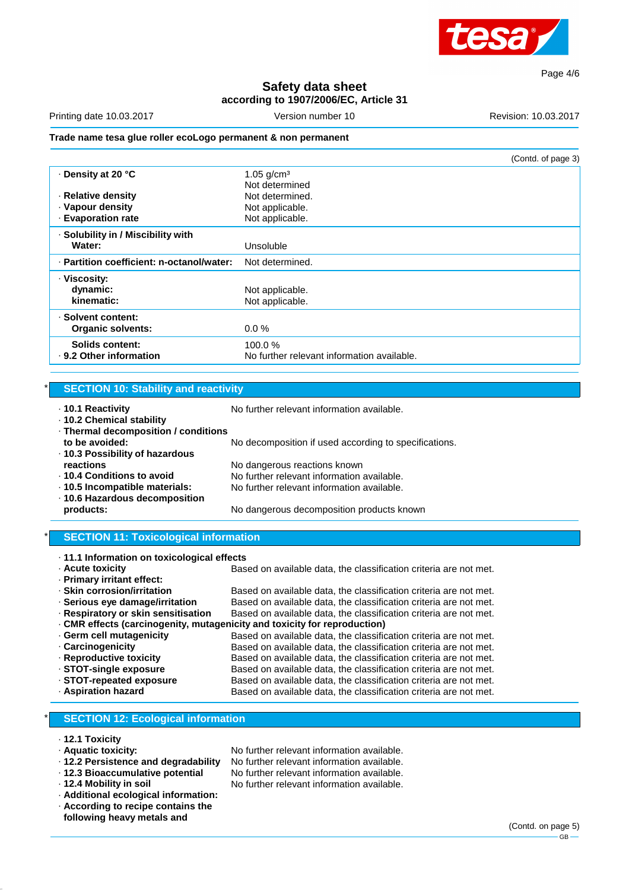**Trade name tesa glue roller ecoLogo permanent & non permanent**

(Contd. of page 3)

| | |
|---|---|
| · **Density at 20 °C** | 1.05 g/cm³ |
| | Not determined |
| · **Relative density** | Not determined. |
| · **Vapour density** | Not applicable. |
| · **Evaporation rate** | Not applicable. |
| · **Solubility in / Miscibility with** **Water:** | Unsoluble |
| · **Partition coefficient: n-octanol/water:** | Not determined. |
| · **Viscosity:** | |
| **dynamic:** | Not applicable. |
| **kinematic:** | Not applicable. |
| · **Solvent content:** | |
| **Organic solvents:** | 0.0 % |
| **Solids content:** | 100.0 % |
| · **9.2 Other information** | No further relevant information available. |

## * SECTION 10: Stability and reactivity

- · **10.1 Reactivity** No further relevant information available.
- · **10.2 Chemical stability**
- · **Thermal decomposition / conditions to be avoided:** No decomposition if used according to specifications.
- · **10.3 Possibility of hazardous reactions** No dangerous reactions known
- · **10.4 Conditions to avoid** No further relevant information available.
- · **10.5 Incompatible materials:** No further relevant information available.
- · **10.6 Hazardous decomposition products:** No dangerous decomposition products known

## * SECTION 11: Toxicological information

- · **11.1 Information on toxicological effects**
- · **Acute toxicity** Based on available data, the classification criteria are not met.
- · **Primary irritant effect:**
- · **Skin corrosion/irritation** Based on available data, the classification criteria are not met.
- · **Serious eye damage/irritation** Based on available data, the classification criteria are not met.
- · **Respiratory or skin sensitisation** Based on available data, the classification criteria are not met.
- · **CMR effects (carcinogenity, mutagenicity and toxicity for reproduction)**
- · **Germ cell mutagenicity** Based on available data, the classification criteria are not met.
- · **Carcinogenicity** Based on available data, the classification criteria are not met.
- · **Reproductive toxicity** Based on available data, the classification criteria are not met.
- · **STOT-single exposure** Based on available data, the classification criteria are not met.
- · **STOT-repeated exposure** Based on available data, the classification criteria are not met.
- · **Aspiration hazard** Based on available data, the classification criteria are not met.

## * SECTION 12: Ecological information

- · **12.1 Toxicity**
- · **Aquatic toxicity:** No further relevant information available.
- · **12.2 Persistence and degradability** No further relevant information available.
- · **12.3 Bioaccumulative potential** No further relevant information available.
- · **12.4 Mobility in soil** No further relevant information available.
- · **Additional ecological information:**
- · **According to recipe contains the following heavy metals and**

(Contd. on page 5)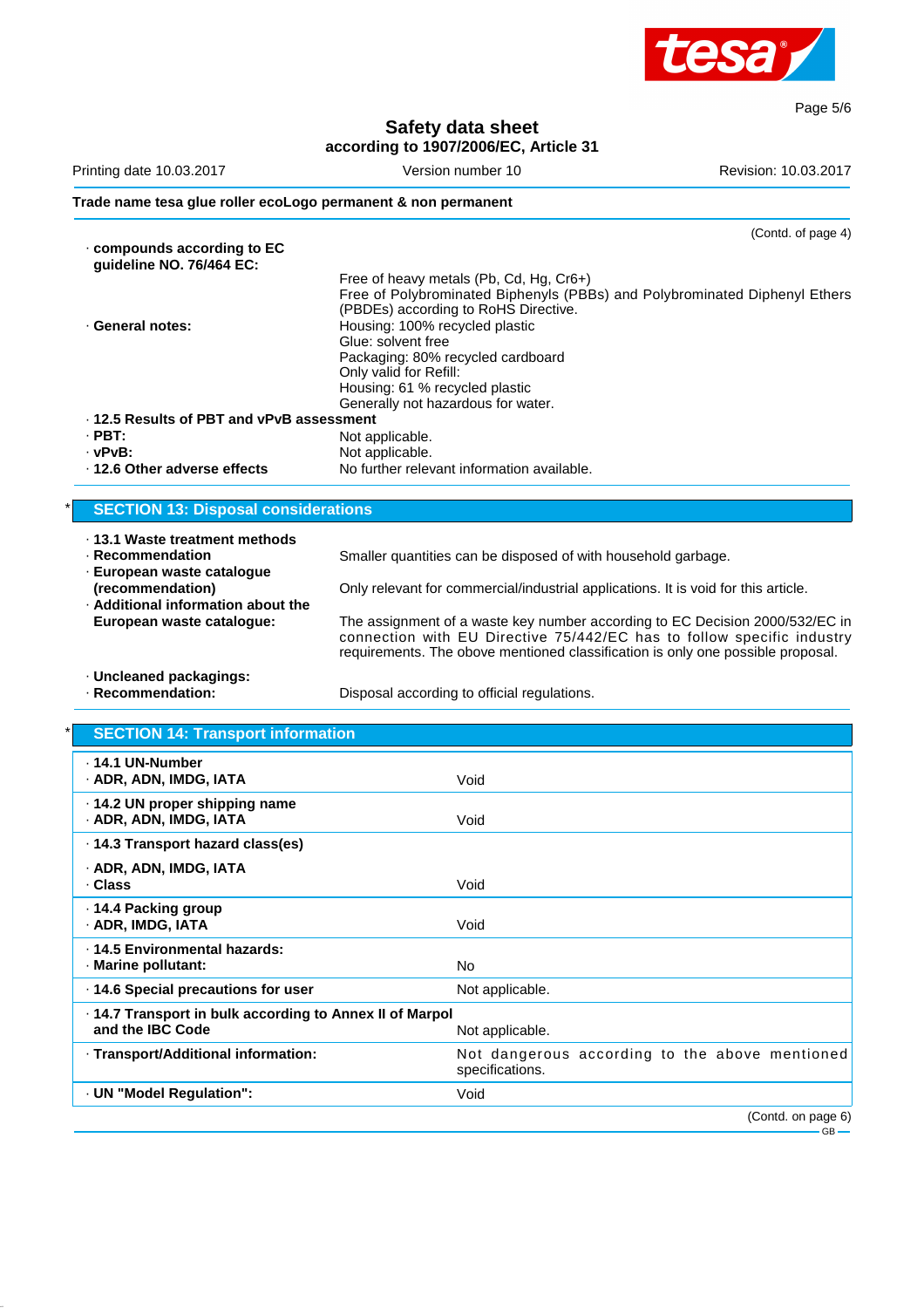# Safety data sheet

**according to 1907/2006/EC, Article 31**

Printing date 10.03.2017 | Version number 10 | Revision: 10.03.2017

**Trade name tesa glue roller ecoLogo permanent & non permanent**

(Contd. of page 4)

· **compounds according to EC guideline NO. 76/464 EC:**

Free of heavy metals (Pb, Cd, Hg, Cr6+)
Free of Polybrominated Biphenyls (PBBs) and Polybrominated Diphenyl Ethers (PBDEs) according to RoHS Directive.

· **General notes:**
Housing: 100% recycled plastic
Glue: solvent free
Packaging: 80% recycled cardboard
Only valid for Refill:
Housing: 61 % recycled plastic
Generally not hazardous for water.

· **12.5 Results of PBT and vPvB assessment**
· **PBT:** Not applicable.
· **vPvB:** Not applicable.
· **12.6 Other adverse effects** No further relevant information available.

## * SECTION 13: Disposal considerations

· **13.1 Waste treatment methods**
· **Recommendation** Smaller quantities can be disposed of with household garbage.
· **European waste catalogue (recommendation)** Only relevant for commercial/industrial applications. It is void for this article.
· **Additional information about the European waste catalogue:** The assignment of a waste key number according to EC Decision 2000/532/EC in connection with EU Directive 75/442/EC has to follow specific industry requirements. The above mentioned classification is only one possible proposal.

· **Uncleaned packagings:**
· **Recommendation:** Disposal according to official regulations.

## * SECTION 14: Transport information

| | |
|---|---|
| · **14.1 UN-Number**<br>· **ADR, ADN, IMDG, IATA** | Void |
| · **14.2 UN proper shipping name**<br>· **ADR, ADN, IMDG, IATA** | Void |
| · **14.3 Transport hazard class(es)**<br>· **ADR, ADN, IMDG, IATA**<br>· **Class** | Void |
| · **14.4 Packing group**<br>· **ADR, IMDG, IATA** | Void |
| · **14.5 Environmental hazards:**<br>· **Marine pollutant:** | No |
| · **14.6 Special precautions for user** | Not applicable. |
| · **14.7 Transport in bulk according to Annex II of Marpol and the IBC Code** | Not applicable. |
| · **Transport/Additional information:** | Not dangerous according to the above mentioned specifications. |
| · **UN "Model Regulation":** | Void |

(Contd. on page 6)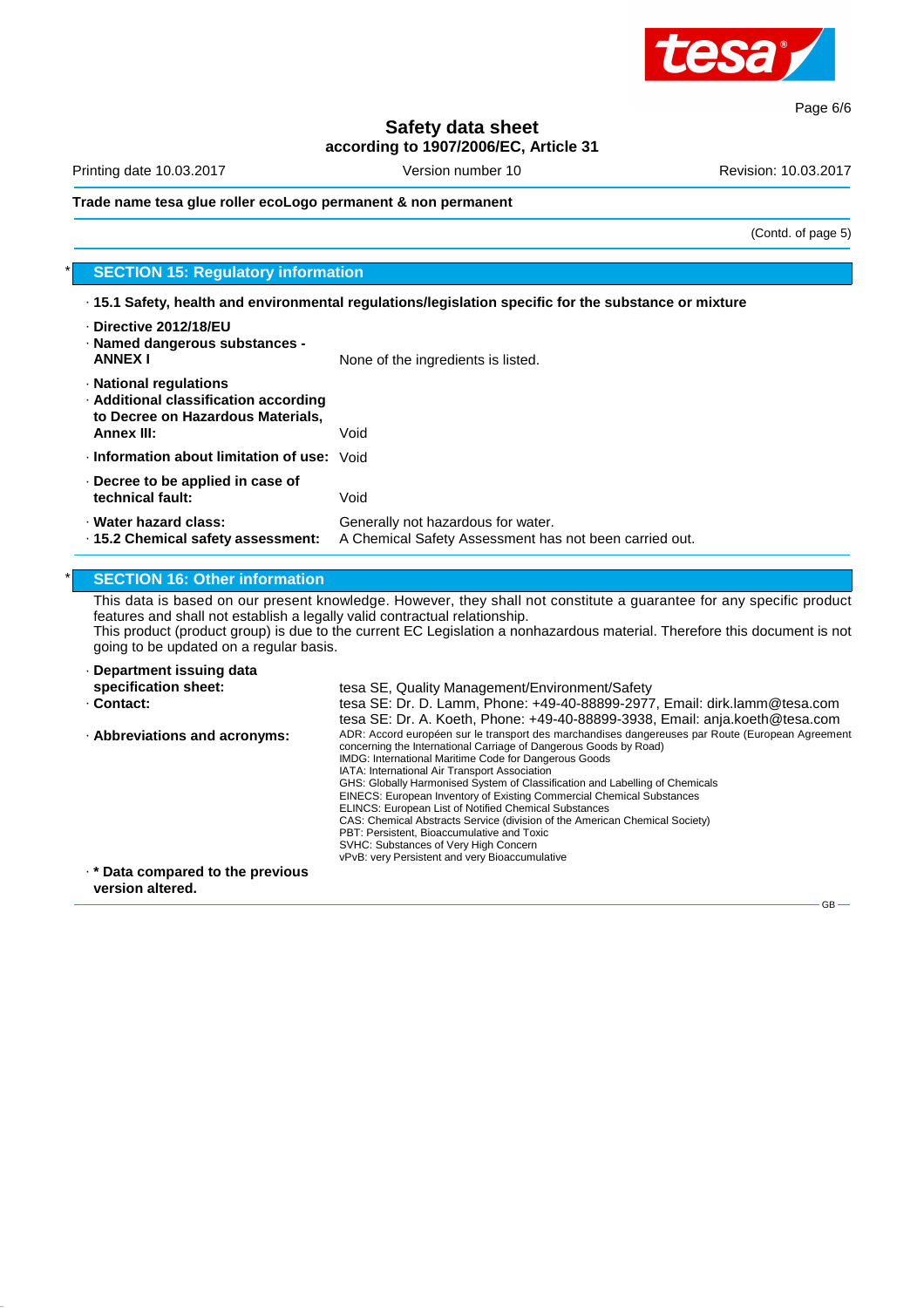Trade name tesa glue roller ecoLogo permanent & non permanent

(Contd. of page 5)

## * SECTION 15: Regulatory information

· **15.1 Safety, health and environmental regulations/legislation specific for the substance or mixture**

· **Directive 2012/18/EU**
· **Named dangerous substances - ANNEX I** None of the ingredients is listed.

· **National regulations**
· **Additional classification according to Decree on Hazardous Materials, Annex III:** Void

· **Information about limitation of use:** Void

· **Decree to be applied in case of technical fault:** Void

· **Water hazard class:** Generally not hazardous for water.
· **15.2 Chemical safety assessment:** A Chemical Safety Assessment has not been carried out.

## * SECTION 16: Other information

This data is based on our present knowledge. However, they shall not constitute a guarantee for any specific product features and shall not establish a legally valid contractual relationship.
This product (product group) is due to the current EC Legislation a nonhazardous material. Therefore this document is not going to be updated on a regular basis.

· **Department issuing data specification sheet:** tesa SE, Quality Management/Environment/Safety
· **Contact:** tesa SE: Dr. D. Lamm, Phone: +49-40-88899-2977, Email: dirk.lamm@tesa.com
tesa SE: Dr. A. Koeth, Phone: +49-40-88899-3938, Email: anja.koeth@tesa.com

· **Abbreviations and acronyms:**
ADR: Accord européen sur le transport des marchandises dangereuses par Route (European Agreement concerning the International Carriage of Dangerous Goods by Road)
IMDG: International Maritime Code for Dangerous Goods
IATA: International Air Transport Association
GHS: Globally Harmonised System of Classification and Labelling of Chemicals
EINECS: European Inventory of Existing Commercial Chemical Substances
ELINCS: European List of Notified Chemical Substances
CAS: Chemical Abstracts Service (division of the American Chemical Society)
PBT: Persistent, Bioaccumulative and Toxic
SVHC: Substances of Very High Concern
vPvB: very Persistent and very Bioaccumulative

· **\* Data compared to the previous version altered.**

GB